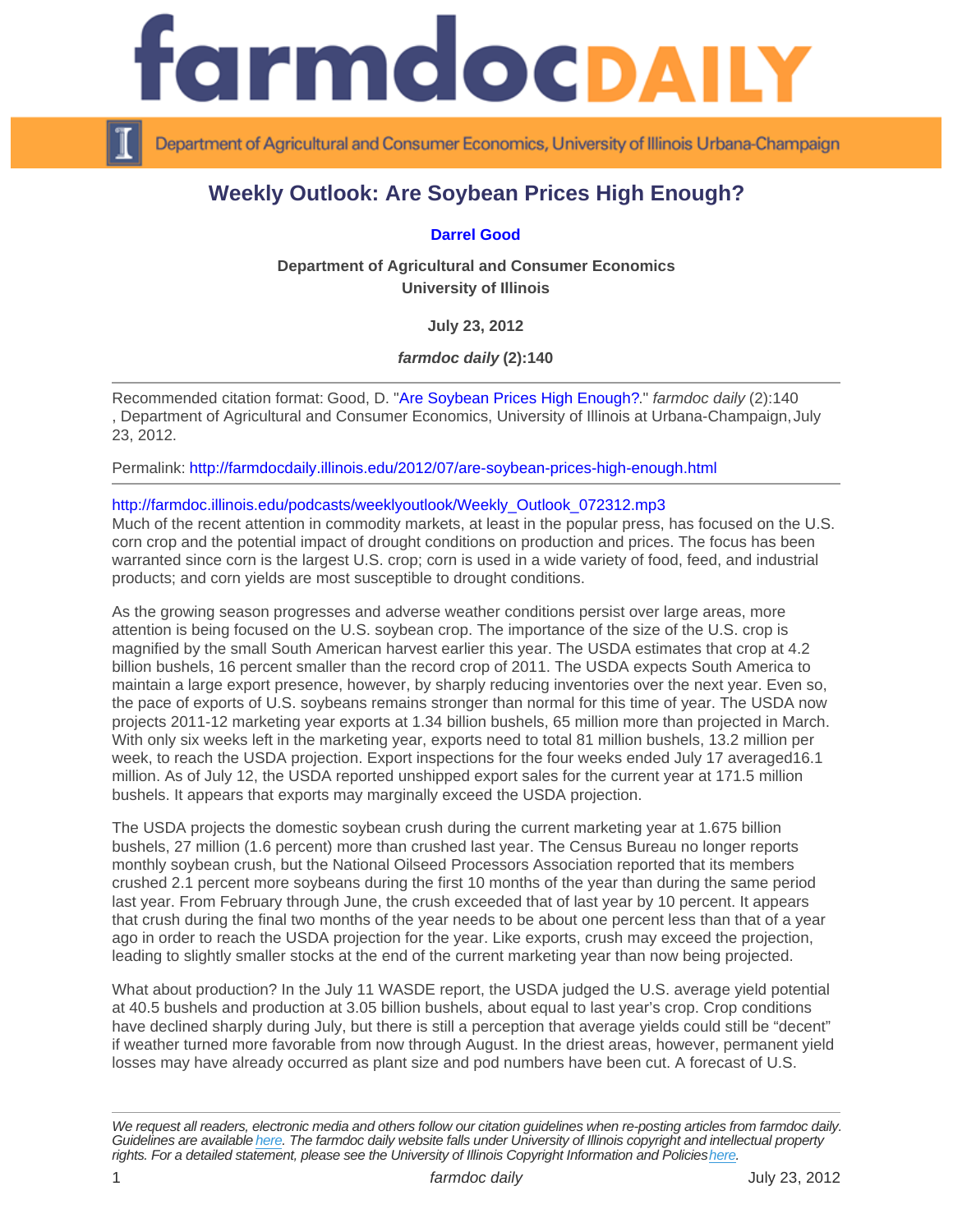# Weekly Outlook: Are Soybean Prices High Enough?

**Darrel Good**

**Department of Agricultural and Consumer Economics**
**University of Illinois**

**July 23, 2012**

***farmdoc daily* (2):140**

---

Recommended citation format: Good, D. "Are Soybean Prices High Enough?." *farmdoc daily* (2):140, Department of Agricultural and Consumer Economics, University of Illinois at Urbana-Champaign, July 23, 2012.

Permalink: http://farmdocdaily.illinois.edu/2012/07/are-soybean-prices-high-enough.html

---

http://farmdoc.illinois.edu/podcasts/weeklyoutlook/Weekly_Outlook_072312.mp3

Much of the recent attention in commodity markets, at least in the popular press, has focused on the U.S. corn crop and the potential impact of drought conditions on production and prices. The focus has been warranted since corn is the largest U.S. crop; corn is used in a wide variety of food, feed, and industrial products; and corn yields are most susceptible to drought conditions.

As the growing season progresses and adverse weather conditions persist over large areas, more attention is being focused on the U.S. soybean crop. The importance of the size of the U.S. crop is magnified by the small South American harvest earlier this year. The USDA estimates that crop at 4.2 billion bushels, 16 percent smaller than the record crop of 2011. The USDA expects South America to maintain a large export presence, however, by sharply reducing inventories over the next year. Even so, the pace of exports of U.S. soybeans remains stronger than normal for this time of year. The USDA now projects 2011-12 marketing year exports at 1.34 billion bushels, 65 million more than projected in March. With only six weeks left in the marketing year, exports need to total 81 million bushels, 13.2 million per week, to reach the USDA projection. Export inspections for the four weeks ended July 17 averaged16.1 million. As of July 12, the USDA reported unshipped export sales for the current year at 171.5 million bushels. It appears that exports may marginally exceed the USDA projection.

The USDA projects the domestic soybean crush during the current marketing year at 1.675 billion bushels, 27 million (1.6 percent) more than crushed last year. The Census Bureau no longer reports monthly soybean crush, but the National Oilseed Processors Association reported that its members crushed 2.1 percent more soybeans during the first 10 months of the year than during the same period last year. From February through June, the crush exceeded that of last year by 10 percent. It appears that crush during the final two months of the year needs to be about one percent less than that of a year ago in order to reach the USDA projection for the year. Like exports, crush may exceed the projection, leading to slightly smaller stocks at the end of the current marketing year than now being projected.

What about production? In the July 11 WASDE report, the USDA judged the U.S. average yield potential at 40.5 bushels and production at 3.05 billion bushels, about equal to last year's crop. Crop conditions have declined sharply during July, but there is still a perception that average yields could still be "decent" if weather turned more favorable from now through August. In the driest areas, however, permanent yield losses may have already occurred as plant size and pod numbers have been cut. A forecast of U.S.

---

*We request all readers, electronic media and others follow our citation guidelines when re-posting articles from farmdoc daily. Guidelines are available here. The farmdoc daily website falls under University of Illinois copyright and intellectual property rights. For a detailed statement, please see the University of Illinois Copyright Information and Policies here.*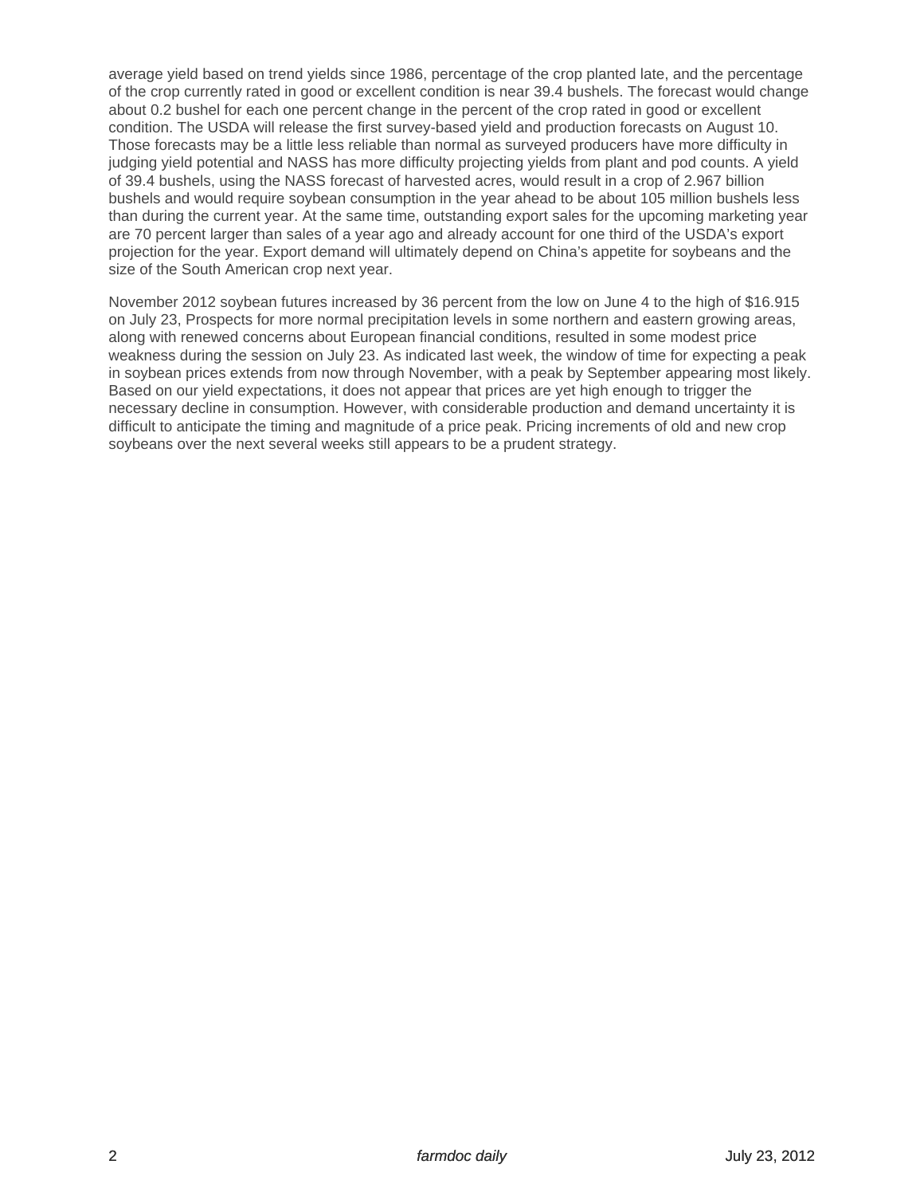average yield based on trend yields since 1986, percentage of the crop planted late, and the percentage of the crop currently rated in good or excellent condition is near 39.4 bushels. The forecast would change about 0.2 bushel for each one percent change in the percent of the crop rated in good or excellent condition. The USDA will release the first survey-based yield and production forecasts on August 10. Those forecasts may be a little less reliable than normal as surveyed producers have more difficulty in judging yield potential and NASS has more difficulty projecting yields from plant and pod counts. A yield of 39.4 bushels, using the NASS forecast of harvested acres, would result in a crop of 2.967 billion bushels and would require soybean consumption in the year ahead to be about 105 million bushels less than during the current year. At the same time, outstanding export sales for the upcoming marketing year are 70 percent larger than sales of a year ago and already account for one third of the USDA's export projection for the year. Export demand will ultimately depend on China's appetite for soybeans and the size of the South American crop next year.

November 2012 soybean futures increased by 36 percent from the low on June 4 to the high of $16.915 on July 23, Prospects for more normal precipitation levels in some northern and eastern growing areas, along with renewed concerns about European financial conditions, resulted in some modest price weakness during the session on July 23. As indicated last week, the window of time for expecting a peak in soybean prices extends from now through November, with a peak by September appearing most likely. Based on our yield expectations, it does not appear that prices are yet high enough to trigger the necessary decline in consumption. However, with considerable production and demand uncertainty it is difficult to anticipate the timing and magnitude of a price peak. Pricing increments of old and new crop soybeans over the next several weeks still appears to be a prudent strategy.